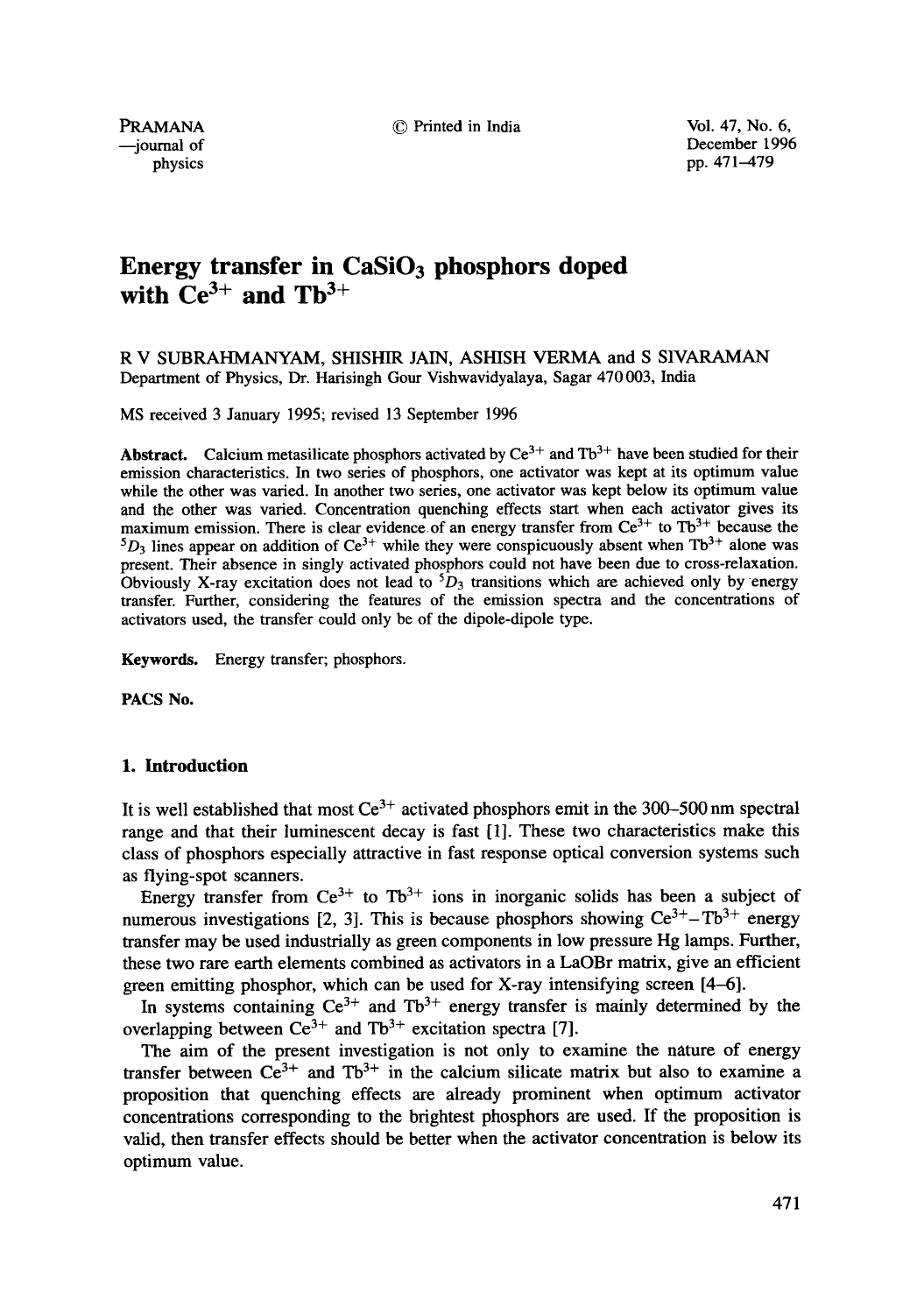# Energy transfer in $CaSiO_3$ phosphors doped with $Ce^{3+}$ and $Tb^{3+}$

R V SUBRAHMANYAM, SHISHIR JAIN, ASHISH VERMA and S SIVARAMAN

Department of Physics, Dr. Harisingh Gour Vishwavidyalaya, Sagar 470 003, India

MS received 3 January 1995; revised 13 September 1996

**Abstract.** Calcium metasilicate phosphors activated by $Ce^{3+}$ and $Tb^{3+}$ have been studied for their emission characteristics. In two series of phosphors, one activator was kept at its optimum value while the other was varied. In another two series, one activator was kept below its optimum value and the other was varied. Concentration quenching effects start when each activator gives its maximum emission. There is clear evidence of an energy transfer from $Ce^{3+}$ to $Tb^{3+}$ because the $^5D_3$ lines appear on addition of $Ce^{3+}$ while they were conspicuously absent when $Tb^{3+}$ alone was present. Their absence in singly activated phosphors could not have been due to cross-relaxation. Obviously X-ray excitation does not lead to $^5D_3$ transitions which are achieved only by energy transfer. Further, considering the features of the emission spectra and the concentrations of activators used, the transfer could only be of the dipole-dipole type.

**Keywords.** Energy transfer; phosphors.

**PACS No.**

## 1. Introduction

It is well established that most $Ce^{3+}$ activated phosphors emit in the 300–500 nm spectral range and that their luminescent decay is fast [1]. These two characteristics make this class of phosphors especially attractive in fast response optical conversion systems such as flying-spot scanners.

Energy transfer from $Ce^{3+}$ to $Tb^{3+}$ ions in inorganic solids has been a subject of numerous investigations [2, 3]. This is because phosphors showing $Ce^{3+}$–$Tb^{3+}$ energy transfer may be used industrially as green components in low pressure Hg lamps. Further, these two rare earth elements combined as activators in a LaOBr matrix, give an efficient green emitting phosphor, which can be used for X-ray intensifying screen [4–6].

In systems containing $Ce^{3+}$ and $Tb^{3+}$ energy transfer is mainly determined by the overlapping between $Ce^{3+}$ and $Tb^{3+}$ excitation spectra [7].

The aim of the present investigation is not only to examine the nature of energy transfer between $Ce^{3+}$ and $Tb^{3+}$ in the calcium silicate matrix but also to examine a proposition that quenching effects are already prominent when optimum activator concentrations corresponding to the brightest phosphors are used. If the proposition is valid, then transfer effects should be better when the activator concentration is below its optimum value.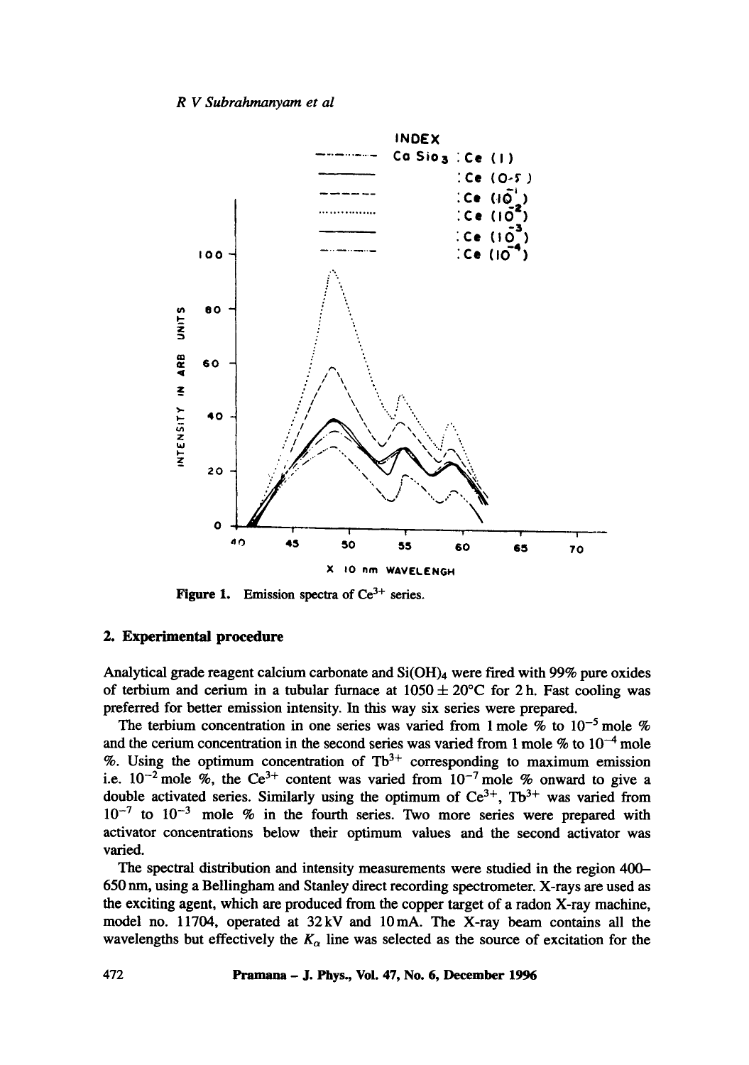Figure 1. Emission spectra of $Ce^{3+}$ series.

## 2. Experimental procedure

Analytical grade reagent calcium carbonate and $Si(OH)_4$ were fired with 99% pure oxides of terbium and cerium in a tubular furnace at $1050 \pm 20°C$ for 2 h. Fast cooling was preferred for better emission intensity. In this way six series were prepared.

The terbium concentration in one series was varied from 1 mole % to $10^{-5}$ mole % and the cerium concentration in the second series was varied from 1 mole % to $10^{-4}$ mole %. Using the optimum concentration of $Tb^{3+}$ corresponding to maximum emission i.e. $10^{-2}$ mole %, the $Ce^{3+}$ content was varied from $10^{-7}$ mole % onward to give a double activated series. Similarly using the optimum of $Ce^{3+}$, $Tb^{3+}$ was varied from $10^{-7}$ to $10^{-3}$ mole % in the fourth series. Two more series were prepared with activator concentrations below their optimum values and the second activator was varied.

The spectral distribution and intensity measurements were studied in the region 400–650 nm, using a Bellingham and Stanley direct recording spectrometer. X-rays are used as the exciting agent, which are produced from the copper target of a radon X-ray machine, model no. 11704, operated at 32 kV and 10 mA. The X-ray beam contains all the wavelengths but effectively the $K_\alpha$ line was selected as the source of excitation for the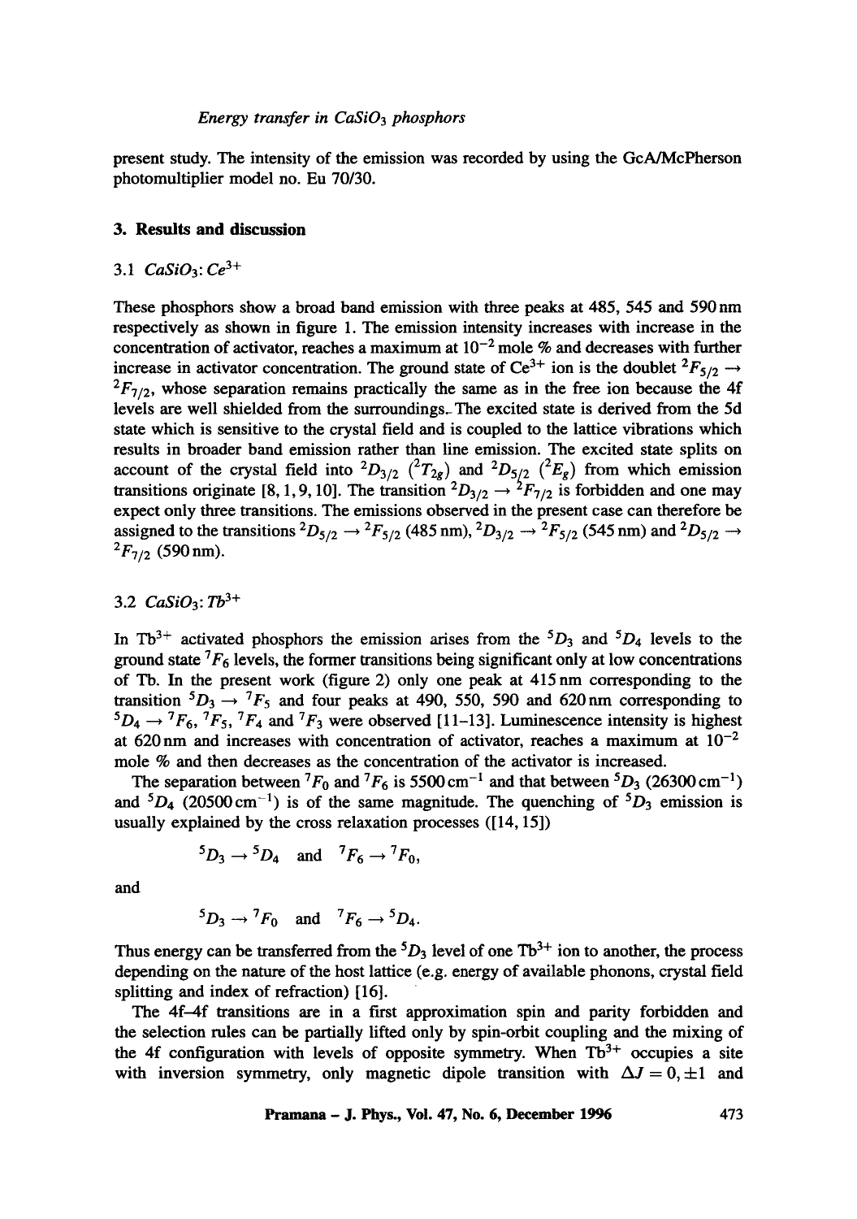present study. The intensity of the emission was recorded by using the GcA/McPherson photomultiplier model no. Eu 70/30.

## 3. Results and discussion

### 3.1 $CaSiO_3$: $Ce^{3+}$

These phosphors show a broad band emission with three peaks at 485, 545 and 590 nm respectively as shown in figure 1. The emission intensity increases with increase in the concentration of activator, reaches a maximum at $10^{-2}$ mole % and decreases with further increase in activator concentration. The ground state of $Ce^{3+}$ ion is the doublet $^2F_{5/2} \rightarrow {}^2F_{7/2}$, whose separation remains practically the same as in the free ion because the 4f levels are well shielded from the surroundings. The excited state is derived from the 5d state which is sensitive to the crystal field and is coupled to the lattice vibrations which results in broader band emission rather than line emission. The excited state splits on account of the crystal field into $^2D_{3/2}$ ($^2T_{2g}$) and $^2D_{5/2}$ ($^2E_g$) from which emission transitions originate [8, 1, 9, 10]. The transition $^2D_{3/2} \rightarrow {}^2F_{7/2}$ is forbidden and one may expect only three transitions. The emissions observed in the present case can therefore be assigned to the transitions $^2D_{5/2} \rightarrow {}^2F_{5/2}$ (485 nm), $^2D_{3/2} \rightarrow {}^2F_{5/2}$ (545 nm) and $^2D_{5/2} \rightarrow {}^2F_{7/2}$ (590 nm).

### 3.2 $CaSiO_3$: $Tb^{3+}$

In $Tb^{3+}$ activated phosphors the emission arises from the $^5D_3$ and $^5D_4$ levels to the ground state $^7F_6$ levels, the former transitions being significant only at low concentrations of Tb. In the present work (figure 2) only one peak at 415 nm corresponding to the transition $^5D_3 \rightarrow {}^7F_5$ and four peaks at 490, 550, 590 and 620 nm corresponding to $^5D_4 \rightarrow {}^7F_6$, $^7F_5$, $^7F_4$ and $^7F_3$ were observed [11–13]. Luminescence intensity is highest at 620 nm and increases with concentration of activator, reaches a maximum at $10^{-2}$ mole % and then decreases as the concentration of the activator is increased.

The separation between $^7F_0$ and $^7F_6$ is 5500 $cm^{-1}$ and that between $^5D_3$ (26300 $cm^{-1}$) and $^5D_4$ (20500 $cm^{-1}$) is of the same magnitude. The quenching of $^5D_3$ emission is usually explained by the cross relaxation processes ([14, 15])

$$^5D_3 \rightarrow {}^5D_4 \quad \text{and} \quad {}^7F_6 \rightarrow {}^7F_0,$$

and

$$^5D_3 \rightarrow {}^7F_0 \quad \text{and} \quad {}^7F_6 \rightarrow {}^5D_4.$$

Thus energy can be transferred from the $^5D_3$ level of one $Tb^{3+}$ ion to another, the process depending on the nature of the host lattice (e.g. energy of available phonons, crystal field splitting and index of refraction) [16].

The 4f–4f transitions are in a first approximation spin and parity forbidden and the selection rules can be partially lifted only by spin-orbit coupling and the mixing of the 4f configuration with levels of opposite symmetry. When $Tb^{3+}$ occupies a site with inversion symmetry, only magnetic dipole transition with $\Delta J = 0, \pm 1$ and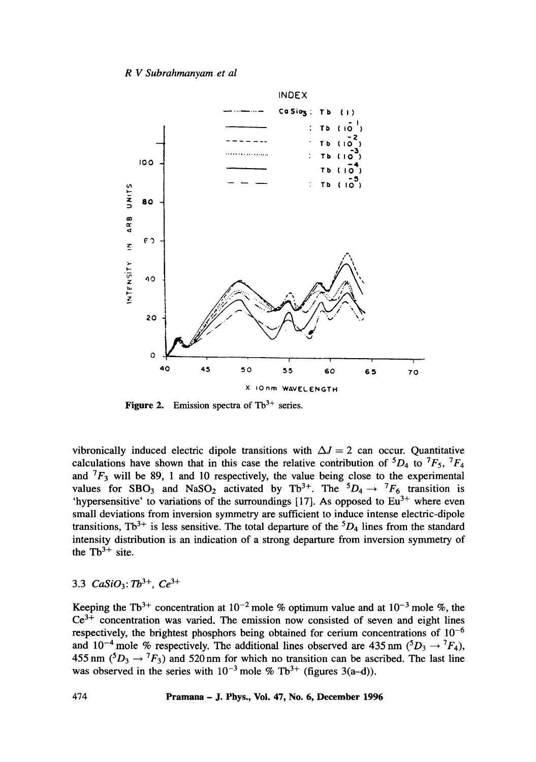Figure 2. Emission spectra of $Tb^{3+}$ series.

vibronically induced electric dipole transitions with $\Delta J = 2$ can occur. Quantitative calculations have shown that in this case the relative contribution of $^5D_4$ to $^7F_5$, $^7F_4$ and $^7F_3$ will be 89, 1 and 10 respectively, the value being close to the experimental values for $SBO_3$ and $NaSO_2$ activated by $Tb^{3+}$. The $^5D_4 \rightarrow {}^7F_6$ transition is 'hypersensitive' to variations of the surroundings [17]. As opposed to $Eu^{3+}$ where even small deviations from inversion symmetry are sufficient to induce intense electric-dipole transitions, $Tb^{3+}$ is less sensitive. The total departure of the $^5D_4$ lines from the standard intensity distribution is an indication of a strong departure from inversion symmetry of the $Tb^{3+}$ site.

### 3.3 $CaSiO_3$: $Tb^{3+}$, $Ce^{3+}$

Keeping the $Tb^{3+}$ concentration at $10^{-2}$ mole % optimum value and at $10^{-3}$ mole %, the $Ce^{3+}$ concentration was varied. The emission now consisted of seven and eight lines respectively, the brightest phosphors being obtained for cerium concentrations of $10^{-6}$ and $10^{-4}$ mole % respectively. The additional lines observed are 435 nm ($^5D_3 \rightarrow {}^7F_4$), 455 nm ($^5D_3 \rightarrow {}^7F_3$) and 520 nm for which no transition can be ascribed. The last line was observed in the series with $10^{-3}$ mole % $Tb^{3+}$ (figures 3(a–d)).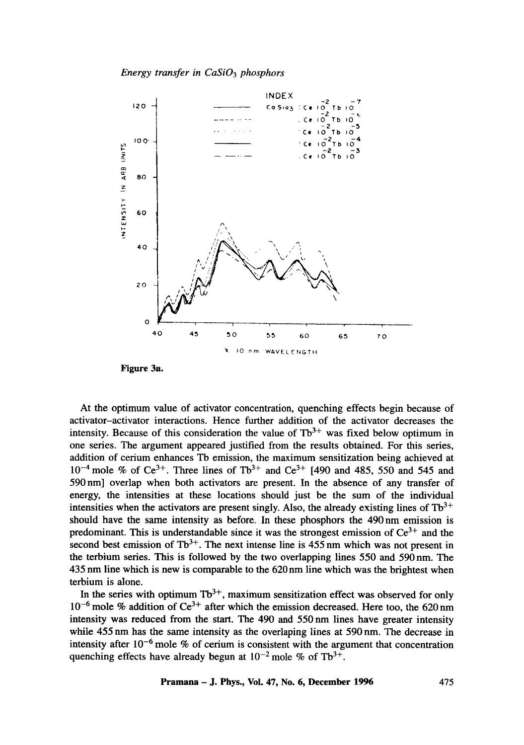Figure 3a.

At the optimum value of activator concentration, quenching effects begin because of activator–activator interactions. Hence further addition of the activator decreases the intensity. Because of this consideration the value of $Tb^{3+}$ was fixed below optimum in one series. The argument appeared justified from the results obtained. For this series, addition of cerium enhances Tb emission, the maximum sensitization being achieved at $10^{-4}$ mole % of $Ce^{3+}$. Three lines of $Tb^{3+}$ and $Ce^{3+}$ [490 and 485, 550 and 545 and 590 nm] overlap when both activators are present. In the absence of any transfer of energy, the intensities at these locations should just be the sum of the individual intensities when the activators are present singly. Also, the already existing lines of $Tb^{3+}$ should have the same intensity as before. In these phosphors the 490 nm emission is predominant. This is understandable since it was the strongest emission of $Ce^{3+}$ and the second best emission of $Tb^{3+}$. The next intense line is 455 nm which was not present in the terbium series. This is followed by the two overlapping lines 550 and 590 nm. The 435 nm line which is new is comparable to the 620 nm line which was the brightest when terbium is alone.

In the series with optimum $Tb^{3+}$, maximum sensitization effect was observed for only $10^{-6}$ mole % addition of $Ce^{3+}$ after which the emission decreased. Here too, the 620 nm intensity was reduced from the start. The 490 and 550 nm lines have greater intensity while 455 nm has the same intensity as the overlaping lines at 590 nm. The decrease in intensity after $10^{-6}$ mole % of cerium is consistent with the argument that concentration quenching effects have already begun at $10^{-2}$ mole % of $Tb^{3+}$.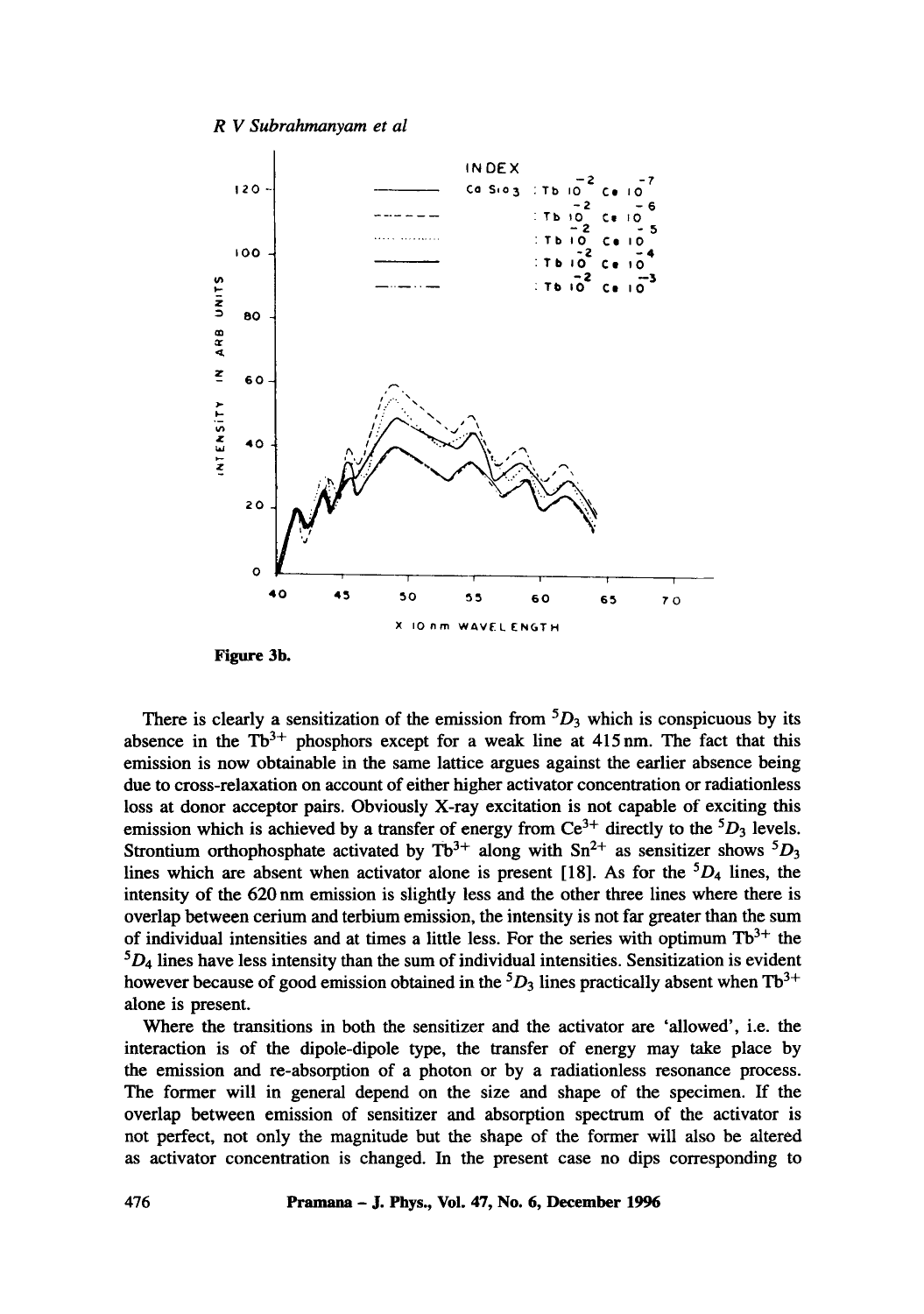**Figure 3b.**

There is clearly a sensitization of the emission from $^5D_3$ which is conspicuous by its absence in the $Tb^{3+}$ phosphors except for a weak line at 415 nm. The fact that this emission is now obtainable in the same lattice argues against the earlier absence being due to cross-relaxation on account of either higher activator concentration or radiationless loss at donor acceptor pairs. Obviously X-ray excitation is not capable of exciting this emission which is achieved by a transfer of energy from $Ce^{3+}$ directly to the $^5D_3$ levels. Strontium orthophosphate activated by $Tb^{3+}$ along with $Sn^{2+}$ as sensitizer shows $^5D_3$ lines which are absent when activator alone is present [18]. As for the $^5D_4$ lines, the intensity of the 620 nm emission is slightly less and the other three lines where there is overlap between cerium and terbium emission, the intensity is not far greater than the sum of individual intensities and at times a little less. For the series with optimum $Tb^{3+}$ the $^5D_4$ lines have less intensity than the sum of individual intensities. Sensitization is evident however because of good emission obtained in the $^5D_3$ lines practically absent when $Tb^{3+}$ alone is present.

Where the transitions in both the sensitizer and the activator are 'allowed', i.e. the interaction is of the dipole-dipole type, the transfer of energy may take place by the emission and re-absorption of a photon or by a radiationless resonance process. The former will in general depend on the size and shape of the specimen. If the overlap between emission of sensitizer and absorption spectrum of the activator is not perfect, not only the magnitude but the shape of the former will also be altered as activator concentration is changed. In the present case no dips corresponding to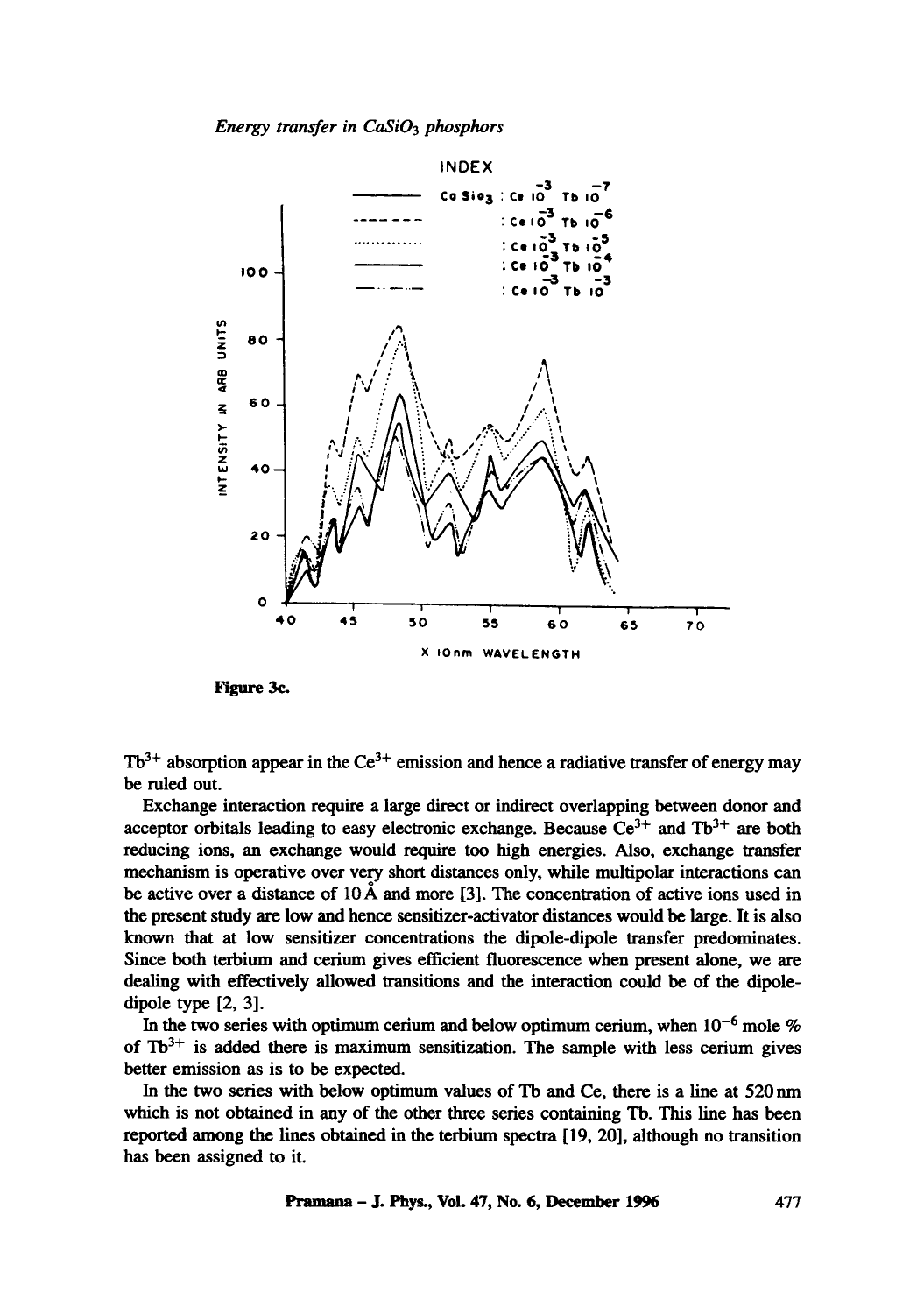Figure 3c.

$Tb^{3+}$ absorption appear in the $Ce^{3+}$ emission and hence a radiative transfer of energy may be ruled out.

Exchange interaction require a large direct or indirect overlapping between donor and acceptor orbitals leading to easy electronic exchange. Because $Ce^{3+}$ and $Tb^{3+}$ are both reducing ions, an exchange would require too high energies. Also, exchange transfer mechanism is operative over very short distances only, while multipolar interactions can be active over a distance of 10 Å and more [3]. The concentration of active ions used in the present study are low and hence sensitizer-activator distances would be large. It is also known that at low sensitizer concentrations the dipole-dipole transfer predominates. Since both terbium and cerium gives efficient fluorescence when present alone, we are dealing with effectively allowed transitions and the interaction could be of the dipole-dipole type [2, 3].

In the two series with optimum cerium and below optimum cerium, when $10^{-6}$ mole % of $Tb^{3+}$ is added there is maximum sensitization. The sample with less cerium gives better emission as is to be expected.

In the two series with below optimum values of Tb and Ce, there is a line at 520 nm which is not obtained in any of the other three series containing Tb. This line has been reported among the lines obtained in the terbium spectra [19, 20], although no transition has been assigned to it.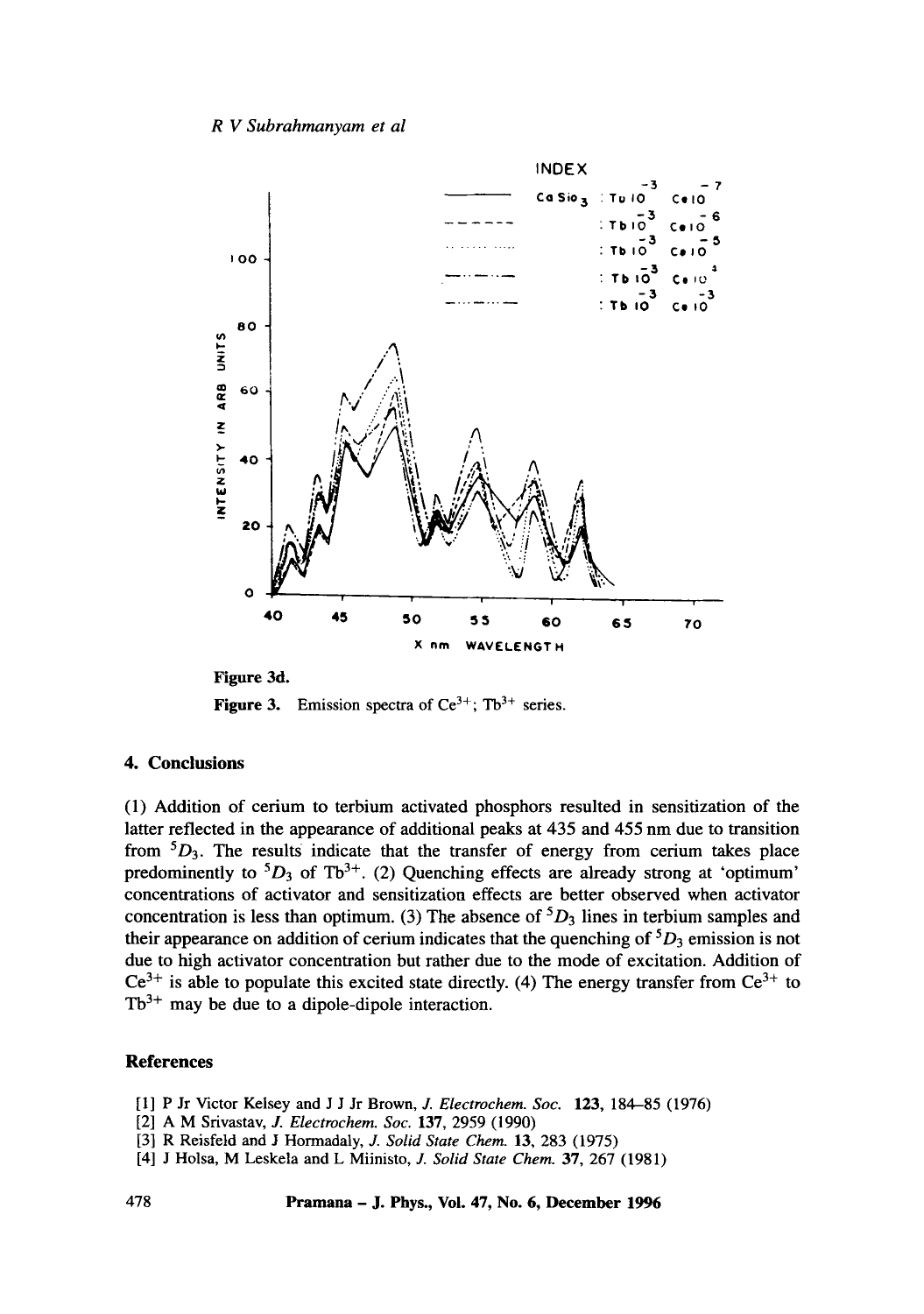Figure 3d.

**Figure 3.** Emission spectra of $Ce^{3+}$; $Tb^{3+}$ series.

## 4. Conclusions

(1) Addition of cerium to terbium activated phosphors resulted in sensitization of the latter reflected in the appearance of additional peaks at 435 and 455 nm due to transition from $^5D_3$. The results indicate that the transfer of energy from cerium takes place predominently to $^5D_3$ of $Tb^{3+}$. (2) Quenching effects are already strong at 'optimum' concentrations of activator and sensitization effects are better observed when activator concentration is less than optimum. (3) The absence of $^5D_3$ lines in terbium samples and their appearance on addition of cerium indicates that the quenching of $^5D_3$ emission is not due to high activator concentration but rather due to the mode of excitation. Addition of $Ce^{3+}$ is able to populate this excited state directly. (4) The energy transfer from $Ce^{3+}$ to $Tb^{3+}$ may be due to a dipole-dipole interaction.

## References

[1] P Jr Victor Kelsey and J J Jr Brown, *J. Electrochem. Soc.* **123**, 184–85 (1976)

[2] A M Srivastav, *J. Electrochem. Soc.* **137**, 2959 (1990)

[3] R Reisfeld and J Hormadaly, *J. Solid State Chem.* **13**, 283 (1975)

[4] J Holsa, M Leskela and L Miinisto, *J. Solid State Chem.* **37**, 267 (1981)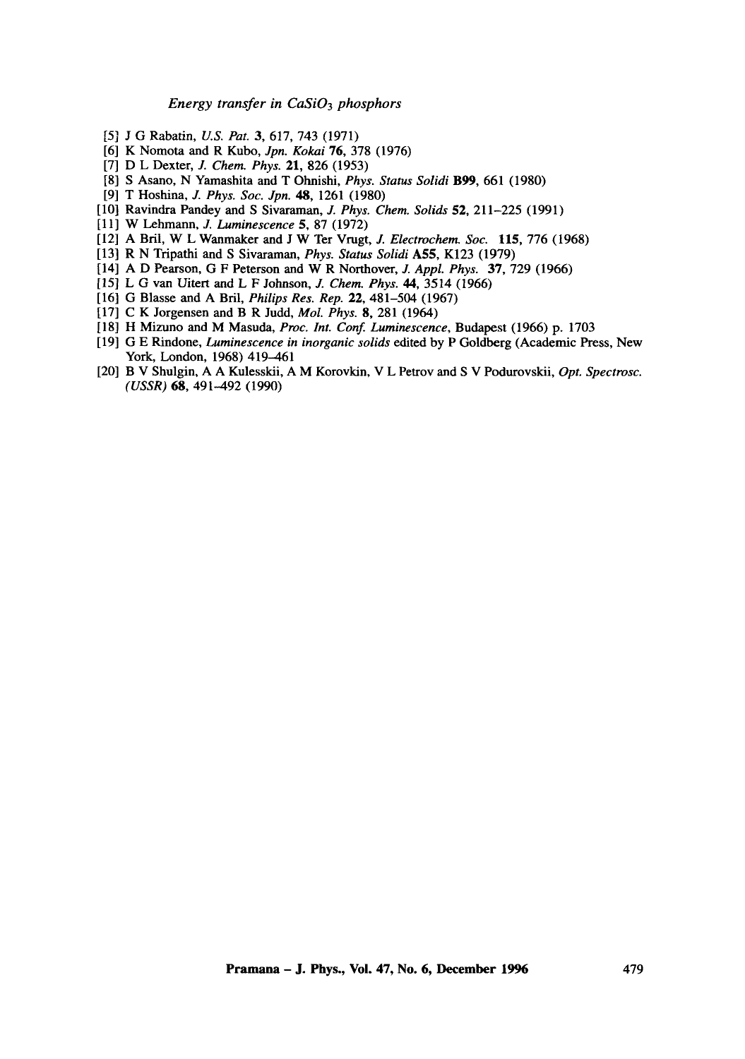[5] J G Rabatin, *U.S. Pat.* **3**, 617, 743 (1971)
[6] K Nomota and R Kubo, *Jpn. Kokai* **76**, 378 (1976)
[7] D L Dexter, *J. Chem. Phys.* **21**, 826 (1953)
[8] S Asano, N Yamashita and T Ohnishi, *Phys. Status Solidi* **B99**, 661 (1980)
[9] T Hoshina, *J. Phys. Soc. Jpn.* **48**, 1261 (1980)
[10] Ravindra Pandey and S Sivaraman, *J. Phys. Chem. Solids* **52**, 211–225 (1991)
[11] W Lehmann, *J. Luminescence* **5**, 87 (1972)
[12] A Bril, W L Wanmaker and J W Ter Vrugt, *J. Electrochem. Soc.* **115**, 776 (1968)
[13] R N Tripathi and S Sivaraman, *Phys. Status Solidi* **A55**, K123 (1979)
[14] A D Pearson, G F Peterson and W R Northover, *J. Appl. Phys.* **37**, 729 (1966)
[15] L G van Uitert and L F Johnson, *J. Chem. Phys.* **44**, 3514 (1966)
[16] G Blasse and A Bril, *Philips Res. Rep.* **22**, 481–504 (1967)
[17] C K Jorgensen and B R Judd, *Mol. Phys.* **8**, 281 (1964)
[18] H Mizuno and M Masuda, *Proc. Int. Conf. Luminescence*, Budapest (1966) p. 1703
[19] G E Rindone, *Luminescence in inorganic solids* edited by P Goldberg (Academic Press, New York, London, 1968) 419–461
[20] B V Shulgin, A A Kulesskii, A M Korovkin, V L Petrov and S V Podurovskii, *Opt. Spectrosc. (USSR)* **68**, 491–492 (1990)